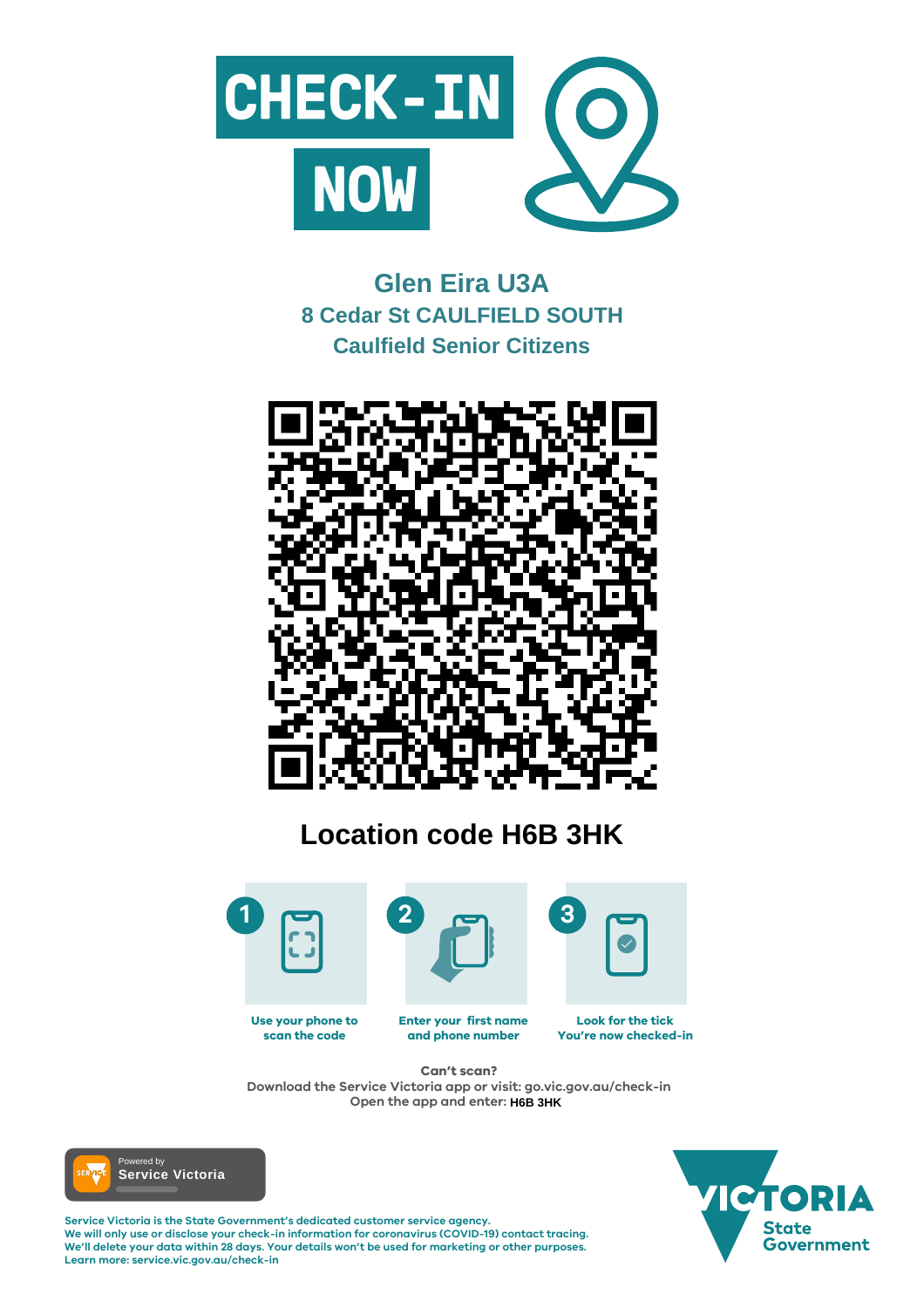# CHECK-IN NOW

## Glen Eira U3A
### 8 Cedar St CAULFIELD SOUTH
### Caulfield Senior Citizens

## Location code H6B 3HK

1. Use your phone to scan the code
2. Enter your first name and phone number
3. Look for the tick You're now checked-in

**Can't scan?**
Download the Service Victoria app or visit: go.vic.gov.au/check-in
Open the app and enter: **H6B 3HK**

Powered by **Service Victoria**

Service Victoria is the State Government's dedicated customer service agency.
We will only use or disclose your check-in information for coronavirus (COVID-19) contact tracing.
We'll delete your data within 28 days. Your details won't be used for marketing or other purposes.
Learn more: service.vic.gov.au/check-in

VICTORIA State Government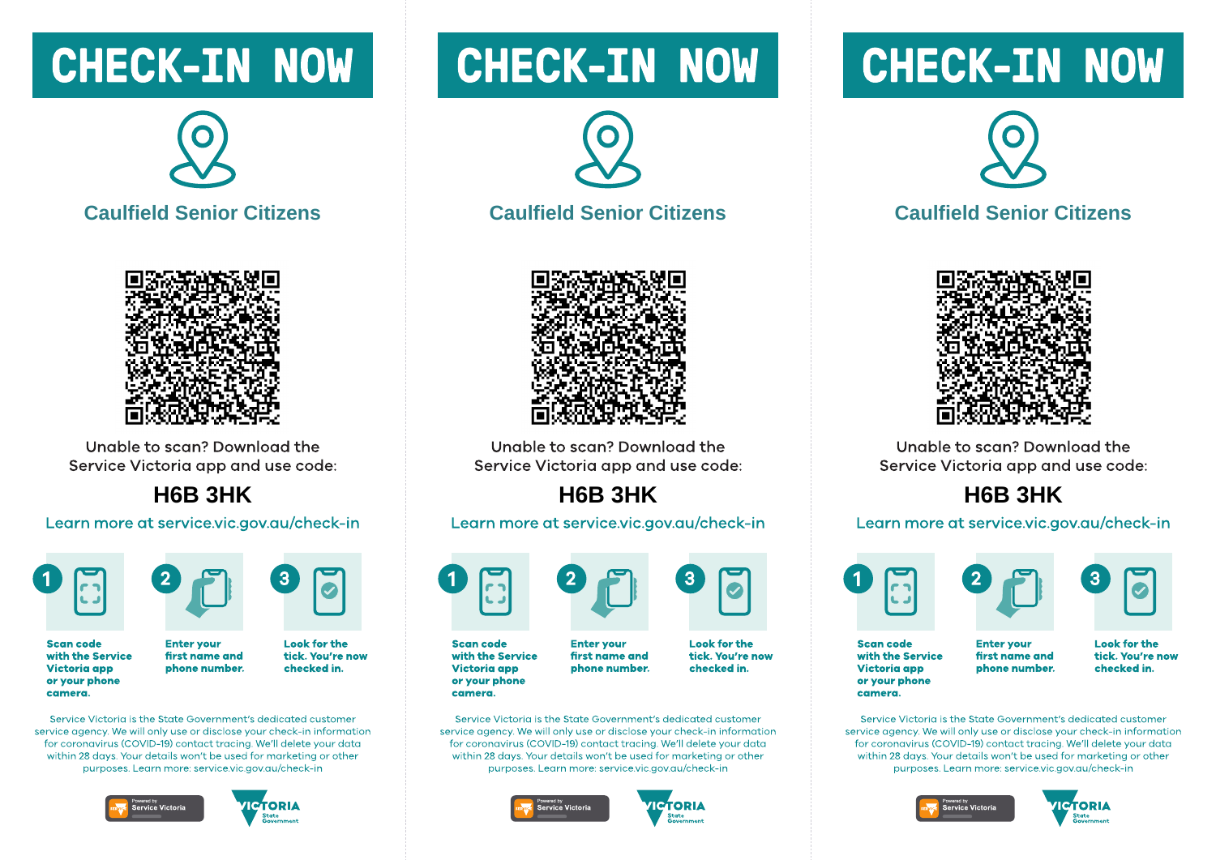# CHECK-IN NOW

## Caulfield Senior Citizens

Unable to scan? Download the Service Victoria app and use code:

**H6B 3HK**

Learn more at service.vic.gov.au/check-in

1. **Scan code with the Service Victoria app or your phone camera.**
2. **Enter your first name and phone number.**
3. **Look for the tick. You're now checked in.**

Service Victoria is the State Government's dedicated customer service agency. We will only use or disclose your check-in information for coronavirus (COVID-19) contact tracing. We'll delete your data within 28 days. Your details won't be used for marketing or other purposes. Learn more: service.vic.gov.au/check-in

Powered by Service Victoria

VICTORIA State Government

# CHECK-IN NOW

## Caulfield Senior Citizens

Unable to scan? Download the Service Victoria app and use code:

**H6B 3HK**

Learn more at service.vic.gov.au/check-in

1. **Scan code with the Service Victoria app or your phone camera.**
2. **Enter your first name and phone number.**
3. **Look for the tick. You're now checked in.**

Service Victoria is the State Government's dedicated customer service agency. We will only use or disclose your check-in information for coronavirus (COVID-19) contact tracing. We'll delete your data within 28 days. Your details won't be used for marketing or other purposes. Learn more: service.vic.gov.au/check-in

Powered by Service Victoria

VICTORIA State Government

# CHECK-IN NOW

## Caulfield Senior Citizens

Unable to scan? Download the Service Victoria app and use code:

**H6B 3HK**

Learn more at service.vic.gov.au/check-in

1. **Scan code with the Service Victoria app or your phone camera.**
2. **Enter your first name and phone number.**
3. **Look for the tick. You're now checked in.**

Service Victoria is the State Government's dedicated customer service agency. We will only use or disclose your check-in information for coronavirus (COVID-19) contact tracing. We'll delete your data within 28 days. Your details won't be used for marketing or other purposes. Learn more: service.vic.gov.au/check-in

Powered by Service Victoria

VICTORIA State Government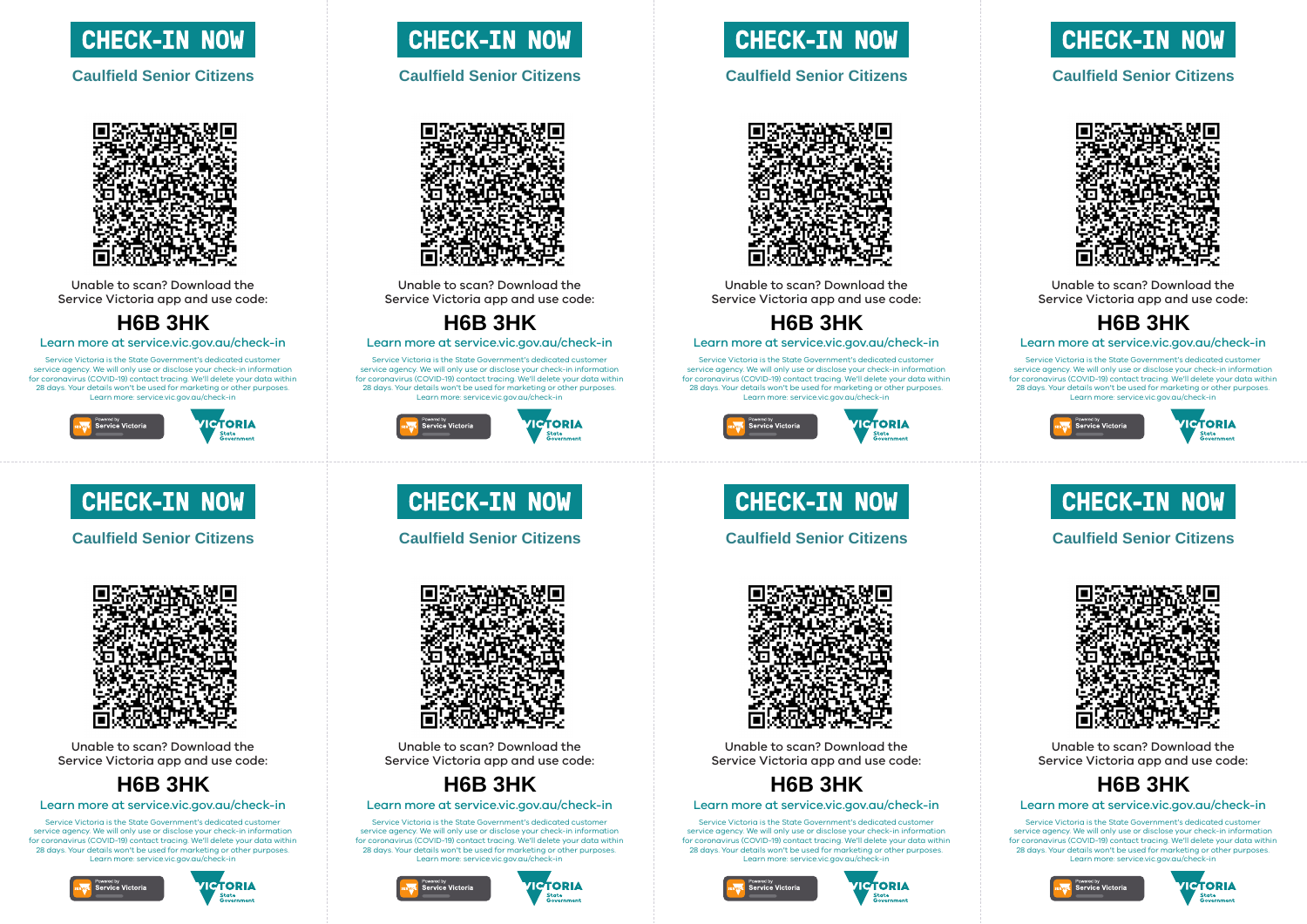# CHECK-IN NOW

## Caulfield Senior Citizens

Unable to scan? Download the Service Victoria app and use code:

**H6B 3HK**

Learn more at service.vic.gov.au/check-in

Service Victoria is the State Government's dedicated customer service agency. We will only use or disclose your check-in information for coronavirus (COVID-19) contact tracing. We'll delete your data within 28 days. Your details won't be used for marketing or other purposes. Learn more: service.vic.gov.au/check-in

Powered by Service Victoria

VICTORIA State Government

# CHECK-IN NOW

## Caulfield Senior Citizens

Unable to scan? Download the Service Victoria app and use code:

**H6B 3HK**

Learn more at service.vic.gov.au/check-in

Service Victoria is the State Government's dedicated customer service agency. We will only use or disclose your check-in information for coronavirus (COVID-19) contact tracing. We'll delete your data within 28 days. Your details won't be used for marketing or other purposes. Learn more: service.vic.gov.au/check-in

Powered by Service Victoria

VICTORIA State Government

# CHECK-IN NOW

## Caulfield Senior Citizens

Unable to scan? Download the Service Victoria app and use code:

**H6B 3HK**

Learn more at service.vic.gov.au/check-in

Service Victoria is the State Government's dedicated customer service agency. We will only use or disclose your check-in information for coronavirus (COVID-19) contact tracing. We'll delete your data within 28 days. Your details won't be used for marketing or other purposes. Learn more: service.vic.gov.au/check-in

Powered by Service Victoria

VICTORIA State Government

# CHECK-IN NOW

## Caulfield Senior Citizens

Unable to scan? Download the Service Victoria app and use code:

**H6B 3HK**

Learn more at service.vic.gov.au/check-in

Service Victoria is the State Government's dedicated customer service agency. We will only use or disclose your check-in information for coronavirus (COVID-19) contact tracing. We'll delete your data within 28 days. Your details won't be used for marketing or other purposes. Learn more: service.vic.gov.au/check-in

Powered by Service Victoria

VICTORIA State Government

# CHECK-IN NOW

## Caulfield Senior Citizens

Unable to scan? Download the Service Victoria app and use code:

**H6B 3HK**

Learn more at service.vic.gov.au/check-in

Service Victoria is the State Government's dedicated customer service agency. We will only use or disclose your check-in information for coronavirus (COVID-19) contact tracing. We'll delete your data within 28 days. Your details won't be used for marketing or other purposes. Learn more: service.vic.gov.au/check-in

Powered by Service Victoria

VICTORIA State Government

# CHECK-IN NOW

## Caulfield Senior Citizens

Unable to scan? Download the Service Victoria app and use code:

**H6B 3HK**

Learn more at service.vic.gov.au/check-in

Service Victoria is the State Government's dedicated customer service agency. We will only use or disclose your check-in information for coronavirus (COVID-19) contact tracing. We'll delete your data within 28 days. Your details won't be used for marketing or other purposes. Learn more: service.vic.gov.au/check-in

Powered by Service Victoria

VICTORIA State Government

# CHECK-IN NOW

## Caulfield Senior Citizens

Unable to scan? Download the Service Victoria app and use code:

**H6B 3HK**

Learn more at service.vic.gov.au/check-in

Service Victoria is the State Government's dedicated customer service agency. We will only use or disclose your check-in information for coronavirus (COVID-19) contact tracing. We'll delete your data within 28 days. Your details won't be used for marketing or other purposes. Learn more: service.vic.gov.au/check-in

Powered by Service Victoria

VICTORIA State Government

# CHECK-IN NOW

## Caulfield Senior Citizens

Unable to scan? Download the Service Victoria app and use code:

**H6B 3HK**

Learn more at service.vic.gov.au/check-in

Service Victoria is the State Government's dedicated customer service agency. We will only use or disclose your check-in information for coronavirus (COVID-19) contact tracing. We'll delete your data within 28 days. Your details won't be used for marketing or other purposes. Learn more: service.vic.gov.au/check-in

Powered by Service Victoria

VICTORIA State Government